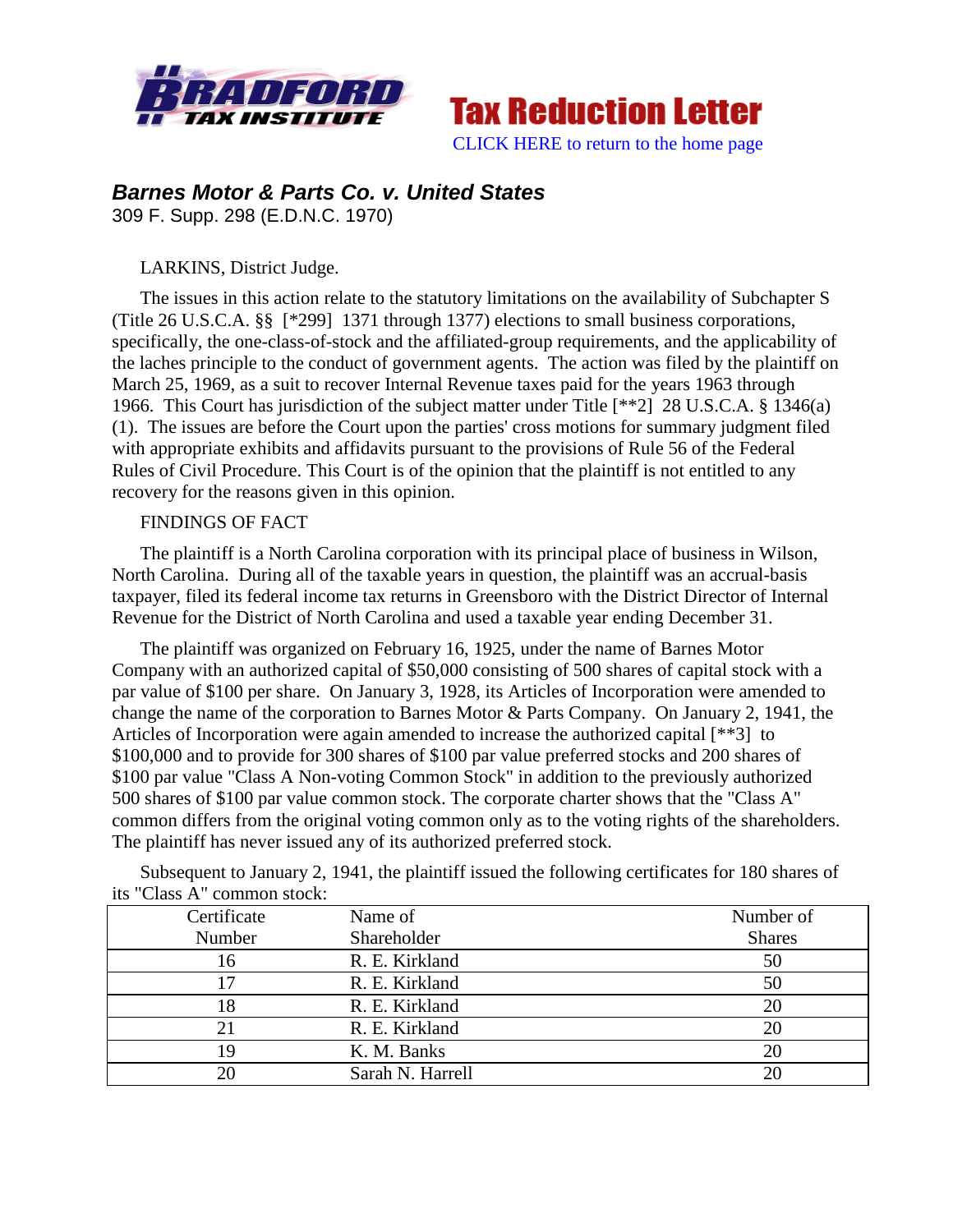Tax Reduction Letter

CLICK HERE to return to the home page

## *Barnes Motor & Parts Co. v. United States*

309 F. Supp. 298 (E.D.N.C. 1970)

LARKINS, District Judge.

The issues in this action relate to the statutory limitations on the availability of Subchapter S (Title 26 U.S.C.A. §§ [*299] 1371 through 1377) elections to small business corporations, specifically, the one-class-of-stock and the affiliated-group requirements, and the applicability of the laches principle to the conduct of government agents. The action was filed by the plaintiff on March 25, 1969, as a suit to recover Internal Revenue taxes paid for the years 1963 through 1966. This Court has jurisdiction of the subject matter under Title [**2] 28 U.S.C.A. § 1346(a)(1). The issues are before the Court upon the parties' cross motions for summary judgment filed with appropriate exhibits and affidavits pursuant to the provisions of Rule 56 of the Federal Rules of Civil Procedure. This Court is of the opinion that the plaintiff is not entitled to any recovery for the reasons given in this opinion.

FINDINGS OF FACT

The plaintiff is a North Carolina corporation with its principal place of business in Wilson, North Carolina. During all of the taxable years in question, the plaintiff was an accrual-basis taxpayer, filed its federal income tax returns in Greensboro with the District Director of Internal Revenue for the District of North Carolina and used a taxable year ending December 31.

The plaintiff was organized on February 16, 1925, under the name of Barnes Motor Company with an authorized capital of $50,000 consisting of 500 shares of capital stock with a par value of $100 per share. On January 3, 1928, its Articles of Incorporation were amended to change the name of the corporation to Barnes Motor & Parts Company. On January 2, 1941, the Articles of Incorporation were again amended to increase the authorized capital [**3] to $100,000 and to provide for 300 shares of $100 par value preferred stocks and 200 shares of $100 par value "Class A Non-voting Common Stock" in addition to the previously authorized 500 shares of $100 par value common stock. The corporate charter shows that the "Class A" common differs from the original voting common only as to the voting rights of the shareholders. The plaintiff has never issued any of its authorized preferred stock.

Subsequent to January 2, 1941, the plaintiff issued the following certificates for 180 shares of its "Class A" common stock:

| Certificate Number | Name of Shareholder | Number of Shares |
|---|---|---|
| 16 | R. E. Kirkland | 50 |
| 17 | R. E. Kirkland | 50 |
| 18 | R. E. Kirkland | 20 |
| 21 | R. E. Kirkland | 20 |
| 19 | K. M. Banks | 20 |
| 20 | Sarah N. Harrell | 20 |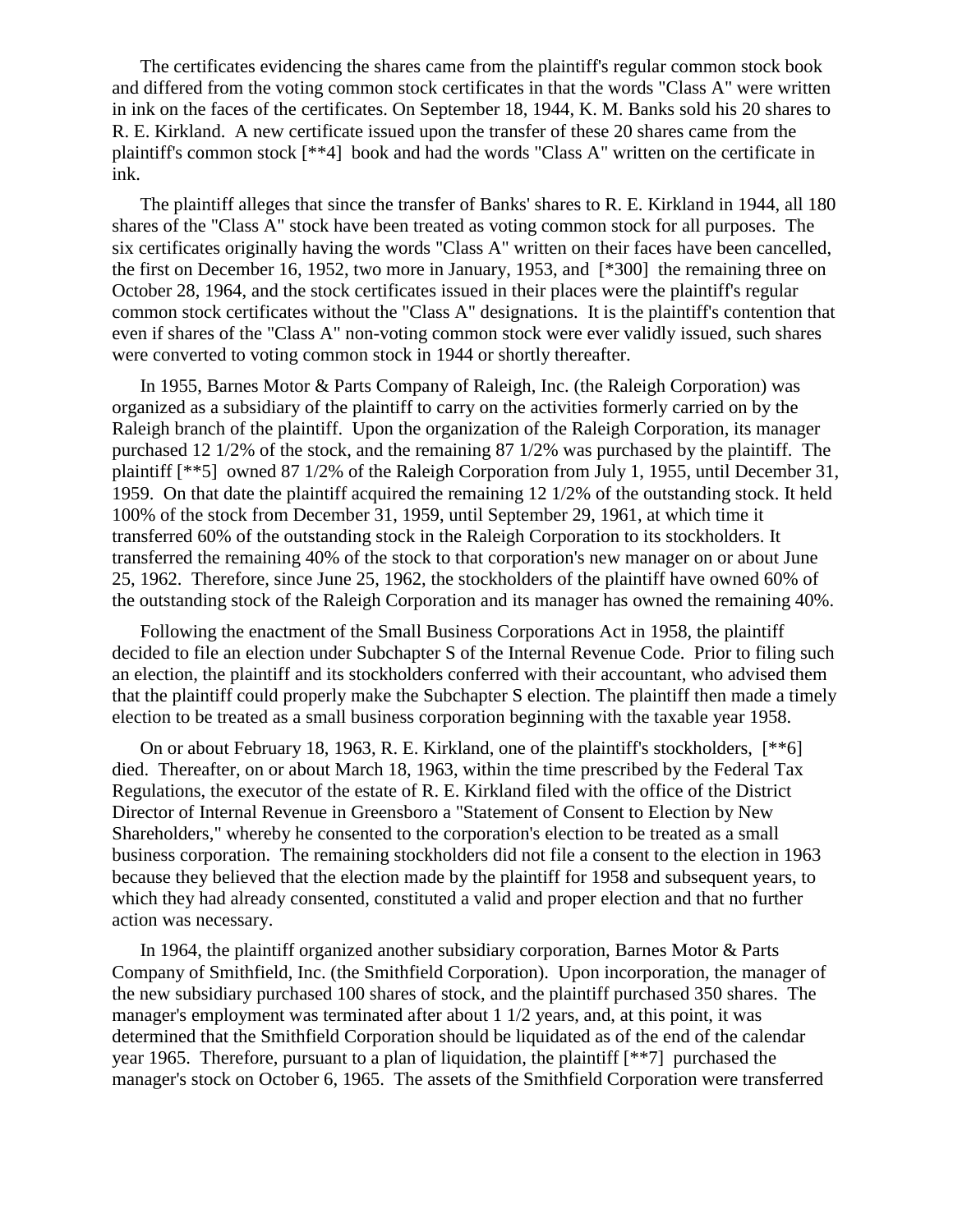The certificates evidencing the shares came from the plaintiff's regular common stock book and differed from the voting common stock certificates in that the words "Class A" were written in ink on the faces of the certificates. On September 18, 1944, K. M. Banks sold his 20 shares to R. E. Kirkland. A new certificate issued upon the transfer of these 20 shares came from the plaintiff's common stock [**4] book and had the words "Class A" written on the certificate in ink.

The plaintiff alleges that since the transfer of Banks' shares to R. E. Kirkland in 1944, all 180 shares of the "Class A" stock have been treated as voting common stock for all purposes. The six certificates originally having the words "Class A" written on their faces have been cancelled, the first on December 16, 1952, two more in January, 1953, and [*300] the remaining three on October 28, 1964, and the stock certificates issued in their places were the plaintiff's regular common stock certificates without the "Class A" designations. It is the plaintiff's contention that even if shares of the "Class A" non-voting common stock were ever validly issued, such shares were converted to voting common stock in 1944 or shortly thereafter.

In 1955, Barnes Motor & Parts Company of Raleigh, Inc. (the Raleigh Corporation) was organized as a subsidiary of the plaintiff to carry on the activities formerly carried on by the Raleigh branch of the plaintiff. Upon the organization of the Raleigh Corporation, its manager purchased 12 1/2% of the stock, and the remaining 87 1/2% was purchased by the plaintiff. The plaintiff [**5] owned 87 1/2% of the Raleigh Corporation from July 1, 1955, until December 31, 1959. On that date the plaintiff acquired the remaining 12 1/2% of the outstanding stock. It held 100% of the stock from December 31, 1959, until September 29, 1961, at which time it transferred 60% of the outstanding stock in the Raleigh Corporation to its stockholders. It transferred the remaining 40% of the stock to that corporation's new manager on or about June 25, 1962. Therefore, since June 25, 1962, the stockholders of the plaintiff have owned 60% of the outstanding stock of the Raleigh Corporation and its manager has owned the remaining 40%.

Following the enactment of the Small Business Corporations Act in 1958, the plaintiff decided to file an election under Subchapter S of the Internal Revenue Code. Prior to filing such an election, the plaintiff and its stockholders conferred with their accountant, who advised them that the plaintiff could properly make the Subchapter S election. The plaintiff then made a timely election to be treated as a small business corporation beginning with the taxable year 1958.

On or about February 18, 1963, R. E. Kirkland, one of the plaintiff's stockholders, [**6] died. Thereafter, on or about March 18, 1963, within the time prescribed by the Federal Tax Regulations, the executor of the estate of R. E. Kirkland filed with the office of the District Director of Internal Revenue in Greensboro a "Statement of Consent to Election by New Shareholders," whereby he consented to the corporation's election to be treated as a small business corporation. The remaining stockholders did not file a consent to the election in 1963 because they believed that the election made by the plaintiff for 1958 and subsequent years, to which they had already consented, constituted a valid and proper election and that no further action was necessary.

In 1964, the plaintiff organized another subsidiary corporation, Barnes Motor & Parts Company of Smithfield, Inc. (the Smithfield Corporation). Upon incorporation, the manager of the new subsidiary purchased 100 shares of stock, and the plaintiff purchased 350 shares. The manager's employment was terminated after about 1 1/2 years, and, at this point, it was determined that the Smithfield Corporation should be liquidated as of the end of the calendar year 1965. Therefore, pursuant to a plan of liquidation, the plaintiff [**7] purchased the manager's stock on October 6, 1965. The assets of the Smithfield Corporation were transferred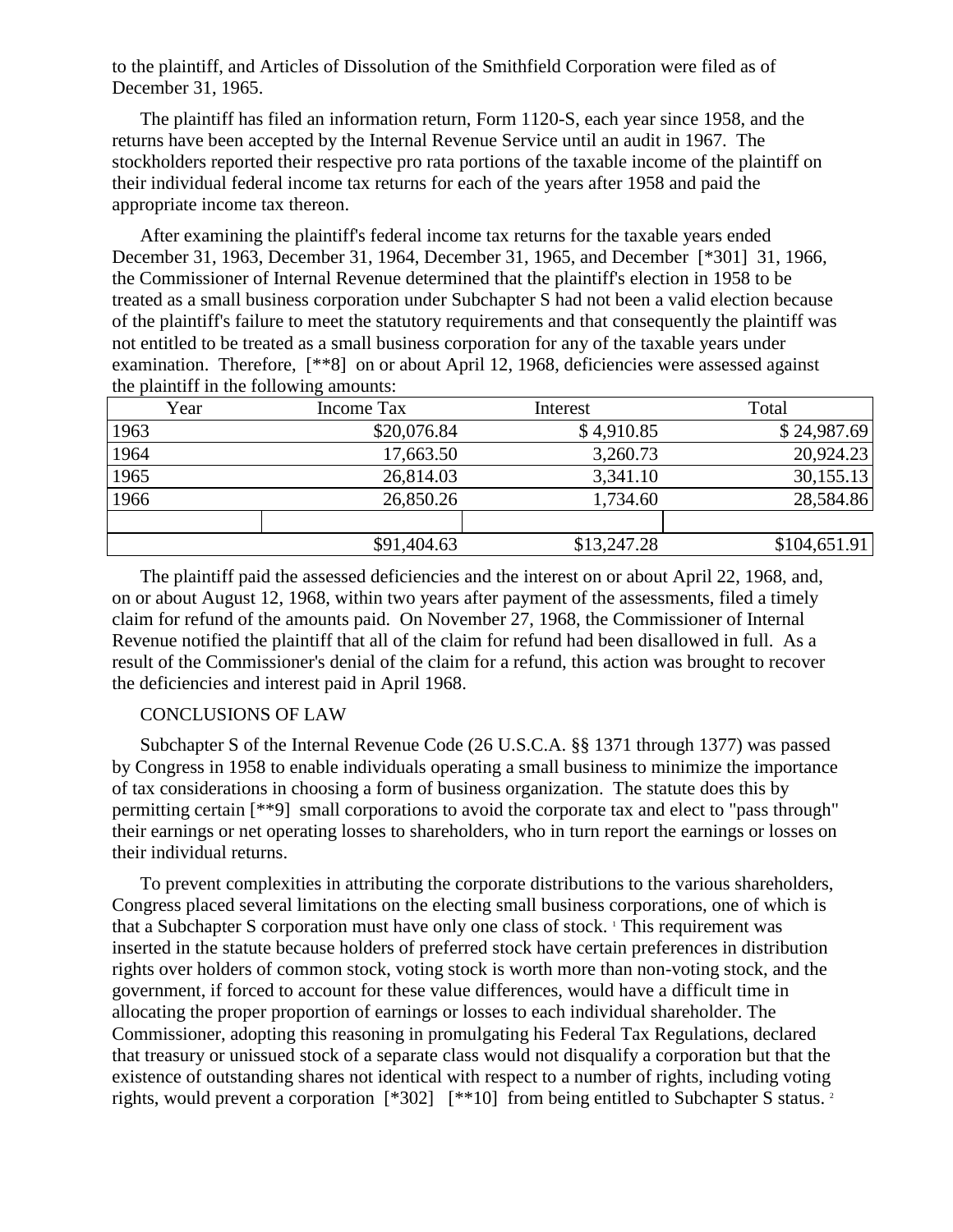to the plaintiff, and Articles of Dissolution of the Smithfield Corporation were filed as of December 31, 1965.

The plaintiff has filed an information return, Form 1120-S, each year since 1958, and the returns have been accepted by the Internal Revenue Service until an audit in 1967. The stockholders reported their respective pro rata portions of the taxable income of the plaintiff on their individual federal income tax returns for each of the years after 1958 and paid the appropriate income tax thereon.

After examining the plaintiff's federal income tax returns for the taxable years ended December 31, 1963, December 31, 1964, December 31, 1965, and December [*301] 31, 1966, the Commissioner of Internal Revenue determined that the plaintiff's election in 1958 to be treated as a small business corporation under Subchapter S had not been a valid election because of the plaintiff's failure to meet the statutory requirements and that consequently the plaintiff was not entitled to be treated as a small business corporation for any of the taxable years under examination. Therefore, [**8] on or about April 12, 1968, deficiencies were assessed against the plaintiff in the following amounts:

| Year | Income Tax | Interest | Total |
|---|---|---|---|
| 1963 | $20,076.84 | $ 4,910.85 | $ 24,987.69 |
| 1964 | 17,663.50 | 3,260.73 | 20,924.23 |
| 1965 | 26,814.03 | 3,341.10 | 30,155.13 |
| 1966 | 26,850.26 | 1,734.60 | 28,584.86 |
| | | | |
| | $91,404.63 | $13,247.28 | $104,651.91 |

The plaintiff paid the assessed deficiencies and the interest on or about April 22, 1968, and, on or about August 12, 1968, within two years after payment of the assessments, filed a timely claim for refund of the amounts paid. On November 27, 1968, the Commissioner of Internal Revenue notified the plaintiff that all of the claim for refund had been disallowed in full. As a result of the Commissioner's denial of the claim for a refund, this action was brought to recover the deficiencies and interest paid in April 1968.

CONCLUSIONS OF LAW

Subchapter S of the Internal Revenue Code (26 U.S.C.A. §§ 1371 through 1377) was passed by Congress in 1958 to enable individuals operating a small business to minimize the importance of tax considerations in choosing a form of business organization. The statute does this by permitting certain [**9] small corporations to avoid the corporate tax and elect to "pass through" their earnings or net operating losses to shareholders, who in turn report the earnings or losses on their individual returns.

To prevent complexities in attributing the corporate distributions to the various shareholders, Congress placed several limitations on the electing small business corporations, one of which is that a Subchapter S corporation must have only one class of stock. [1] This requirement was inserted in the statute because holders of preferred stock have certain preferences in distribution rights over holders of common stock, voting stock is worth more than non-voting stock, and the government, if forced to account for these value differences, would have a difficult time in allocating the proper proportion of earnings or losses to each individual shareholder. The Commissioner, adopting this reasoning in promulgating his Federal Tax Regulations, declared that treasury or unissued stock of a separate class would not disqualify a corporation but that the existence of outstanding shares not identical with respect to a number of rights, including voting rights, would prevent a corporation [*302] [**10] from being entitled to Subchapter S status. [2]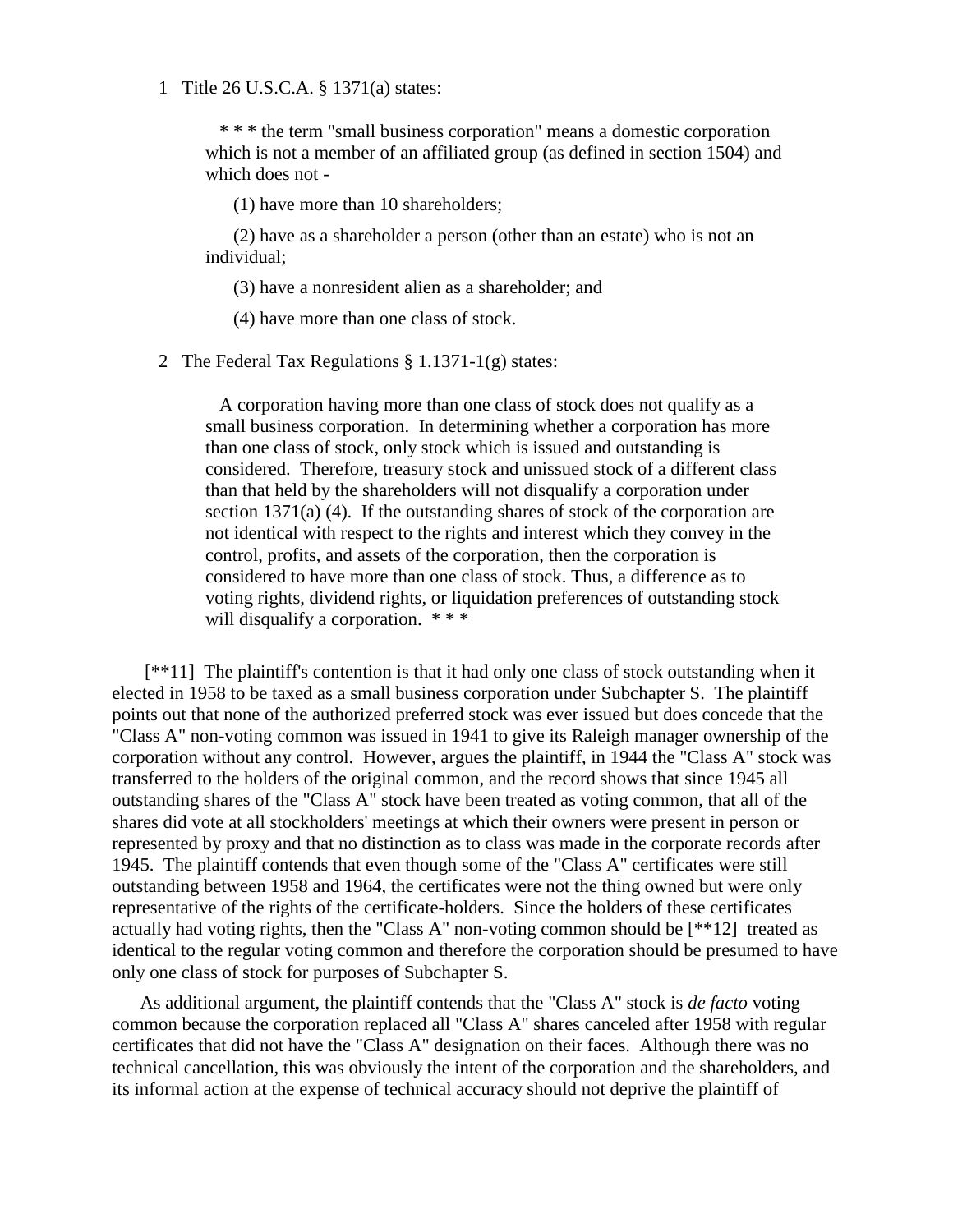1 Title 26 U.S.C.A. § 1371(a) states:

> * * * the term "small business corporation" means a domestic corporation which is not a member of an affiliated group (as defined in section 1504) and which does not -
>
> (1) have more than 10 shareholders;
>
> (2) have as a shareholder a person (other than an estate) who is not an individual;
>
> (3) have a nonresident alien as a shareholder; and
>
> (4) have more than one class of stock.

2 The Federal Tax Regulations § 1.1371-1(g) states:

> A corporation having more than one class of stock does not qualify as a small business corporation. In determining whether a corporation has more than one class of stock, only stock which is issued and outstanding is considered. Therefore, treasury stock and unissued stock of a different class than that held by the shareholders will not disqualify a corporation under section 1371(a) (4). If the outstanding shares of stock of the corporation are not identical with respect to the rights and interest which they convey in the control, profits, and assets of the corporation, then the corporation is considered to have more than one class of stock. Thus, a difference as to voting rights, dividend rights, or liquidation preferences of outstanding stock will disqualify a corporation. * * *

[**11] The plaintiff's contention is that it had only one class of stock outstanding when it elected in 1958 to be taxed as a small business corporation under Subchapter S. The plaintiff points out that none of the authorized preferred stock was ever issued but does concede that the "Class A" non-voting common was issued in 1941 to give its Raleigh manager ownership of the corporation without any control. However, argues the plaintiff, in 1944 the "Class A" stock was transferred to the holders of the original common, and the record shows that since 1945 all outstanding shares of the "Class A" stock have been treated as voting common, that all of the shares did vote at all stockholders' meetings at which their owners were present in person or represented by proxy and that no distinction as to class was made in the corporate records after 1945. The plaintiff contends that even though some of the "Class A" certificates were still outstanding between 1958 and 1964, the certificates were not the thing owned but were only representative of the rights of the certificate-holders. Since the holders of these certificates actually had voting rights, then the "Class A" non-voting common should be [**12] treated as identical to the regular voting common and therefore the corporation should be presumed to have only one class of stock for purposes of Subchapter S.

As additional argument, the plaintiff contends that the "Class A" stock is *de facto* voting common because the corporation replaced all "Class A" shares canceled after 1958 with regular certificates that did not have the "Class A" designation on their faces. Although there was no technical cancellation, this was obviously the intent of the corporation and the shareholders, and its informal action at the expense of technical accuracy should not deprive the plaintiff of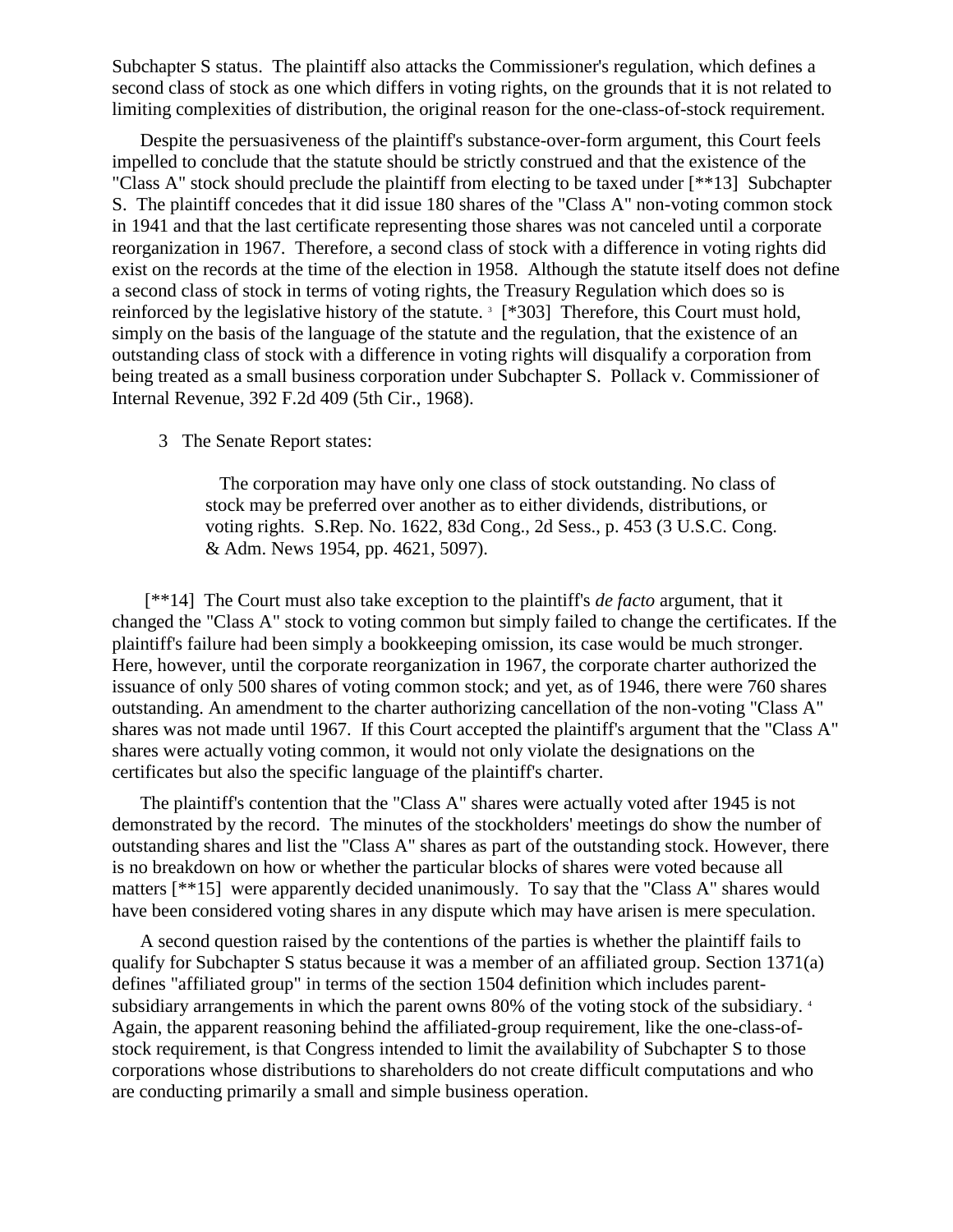Subchapter S status. The plaintiff also attacks the Commissioner's regulation, which defines a second class of stock as one which differs in voting rights, on the grounds that it is not related to limiting complexities of distribution, the original reason for the one-class-of-stock requirement.

Despite the persuasiveness of the plaintiff's substance-over-form argument, this Court feels impelled to conclude that the statute should be strictly construed and that the existence of the "Class A" stock should preclude the plaintiff from electing to be taxed under [**13] Subchapter S. The plaintiff concedes that it did issue 180 shares of the "Class A" non-voting common stock in 1941 and that the last certificate representing those shares was not canceled until a corporate reorganization in 1967. Therefore, a second class of stock with a difference in voting rights did exist on the records at the time of the election in 1958. Although the statute itself does not define a second class of stock in terms of voting rights, the Treasury Regulation which does so is reinforced by the legislative history of the statute. [3] [*303] Therefore, this Court must hold, simply on the basis of the language of the statute and the regulation, that the existence of an outstanding class of stock with a difference in voting rights will disqualify a corporation from being treated as a small business corporation under Subchapter S. Pollack v. Commissioner of Internal Revenue, 392 F.2d 409 (5th Cir., 1968).

3 The Senate Report states:

> The corporation may have only one class of stock outstanding. No class of stock may be preferred over another as to either dividends, distributions, or voting rights. S.Rep. No. 1622, 83d Cong., 2d Sess., p. 453 (3 U.S.C. Cong. & Adm. News 1954, pp. 4621, 5097).

[**14] The Court must also take exception to the plaintiff's *de facto* argument, that it changed the "Class A" stock to voting common but simply failed to change the certificates. If the plaintiff's failure had been simply a bookkeeping omission, its case would be much stronger. Here, however, until the corporate reorganization in 1967, the corporate charter authorized the issuance of only 500 shares of voting common stock; and yet, as of 1946, there were 760 shares outstanding. An amendment to the charter authorizing cancellation of the non-voting "Class A" shares was not made until 1967. If this Court accepted the plaintiff's argument that the "Class A" shares were actually voting common, it would not only violate the designations on the certificates but also the specific language of the plaintiff's charter.

The plaintiff's contention that the "Class A" shares were actually voted after 1945 is not demonstrated by the record. The minutes of the stockholders' meetings do show the number of outstanding shares and list the "Class A" shares as part of the outstanding stock. However, there is no breakdown on how or whether the particular blocks of shares were voted because all matters [**15] were apparently decided unanimously. To say that the "Class A" shares would have been considered voting shares in any dispute which may have arisen is mere speculation.

A second question raised by the contentions of the parties is whether the plaintiff fails to qualify for Subchapter S status because it was a member of an affiliated group. Section 1371(a) defines "affiliated group" in terms of the section 1504 definition which includes parent-subsidiary arrangements in which the parent owns 80% of the voting stock of the subsidiary. [4] Again, the apparent reasoning behind the affiliated-group requirement, like the one-class-of-stock requirement, is that Congress intended to limit the availability of Subchapter S to those corporations whose distributions to shareholders do not create difficult computations and who are conducting primarily a small and simple business operation.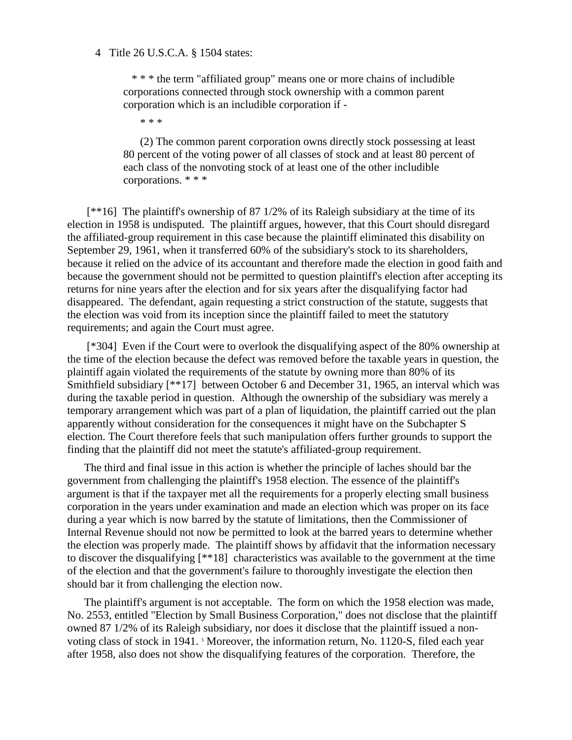4 Title 26 U.S.C.A. § 1504 states:

> * * * the term "affiliated group" means one or more chains of includible corporations connected through stock ownership with a common parent corporation which is an includible corporation if -
>
> * * *
>
> (2) The common parent corporation owns directly stock possessing at least 80 percent of the voting power of all classes of stock and at least 80 percent of each class of the nonvoting stock of at least one of the other includible corporations. * * *

[**16] The plaintiff's ownership of 87 1/2% of its Raleigh subsidiary at the time of its election in 1958 is undisputed. The plaintiff argues, however, that this Court should disregard the affiliated-group requirement in this case because the plaintiff eliminated this disability on September 29, 1961, when it transferred 60% of the subsidiary's stock to its shareholders, because it relied on the advice of its accountant and therefore made the election in good faith and because the government should not be permitted to question plaintiff's election after accepting its returns for nine years after the election and for six years after the disqualifying factor had disappeared. The defendant, again requesting a strict construction of the statute, suggests that the election was void from its inception since the plaintiff failed to meet the statutory requirements; and again the Court must agree.

[*304] Even if the Court were to overlook the disqualifying aspect of the 80% ownership at the time of the election because the defect was removed before the taxable years in question, the plaintiff again violated the requirements of the statute by owning more than 80% of its Smithfield subsidiary [**17] between October 6 and December 31, 1965, an interval which was during the taxable period in question. Although the ownership of the subsidiary was merely a temporary arrangement which was part of a plan of liquidation, the plaintiff carried out the plan apparently without consideration for the consequences it might have on the Subchapter S election. The Court therefore feels that such manipulation offers further grounds to support the finding that the plaintiff did not meet the statute's affiliated-group requirement.

The third and final issue in this action is whether the principle of laches should bar the government from challenging the plaintiff's 1958 election. The essence of the plaintiff's argument is that if the taxpayer met all the requirements for a properly electing small business corporation in the years under examination and made an election which was proper on its face during a year which is now barred by the statute of limitations, then the Commissioner of Internal Revenue should not now be permitted to look at the barred years to determine whether the election was properly made. The plaintiff shows by affidavit that the information necessary to discover the disqualifying [**18] characteristics was available to the government at the time of the election and that the government's failure to thoroughly investigate the election then should bar it from challenging the election now.

The plaintiff's argument is not acceptable. The form on which the 1958 election was made, No. 2553, entitled "Election by Small Business Corporation," does not disclose that the plaintiff owned 87 1/2% of its Raleigh subsidiary, nor does it disclose that the plaintiff issued a non-voting class of stock in 1941. [5] Moreover, the information return, No. 1120-S, filed each year after 1958, also does not show the disqualifying features of the corporation. Therefore, the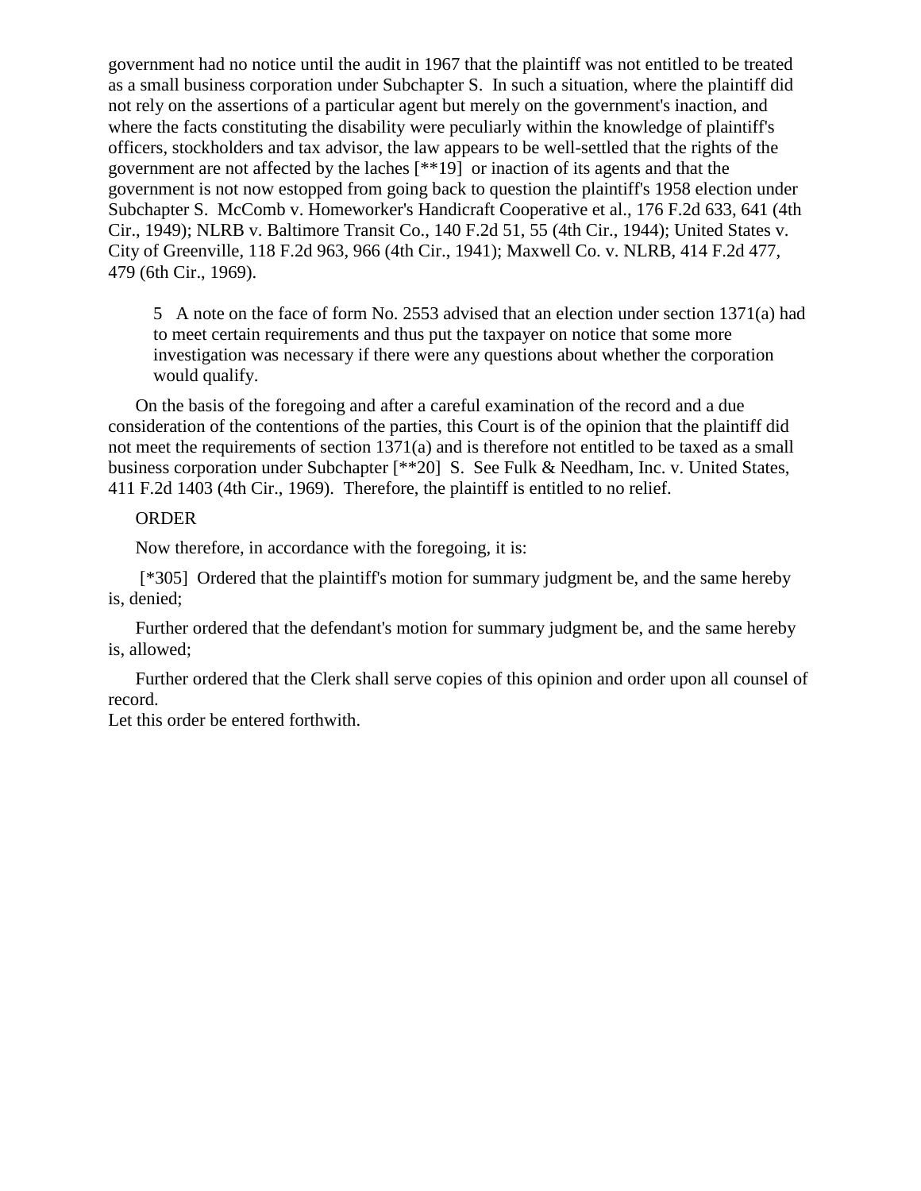government had no notice until the audit in 1967 that the plaintiff was not entitled to be treated as a small business corporation under Subchapter S. In such a situation, where the plaintiff did not rely on the assertions of a particular agent but merely on the government's inaction, and where the facts constituting the disability were peculiarly within the knowledge of plaintiff's officers, stockholders and tax advisor, the law appears to be well-settled that the rights of the government are not affected by the laches [**19] or inaction of its agents and that the government is not now estopped from going back to question the plaintiff's 1958 election under Subchapter S. McComb v. Homeworker's Handicraft Cooperative et al., 176 F.2d 633, 641 (4th Cir., 1949); NLRB v. Baltimore Transit Co., 140 F.2d 51, 55 (4th Cir., 1944); United States v. City of Greenville, 118 F.2d 963, 966 (4th Cir., 1941); Maxwell Co. v. NLRB, 414 F.2d 477, 479 (6th Cir., 1969).

> 5 A note on the face of form No. 2553 advised that an election under section 1371(a) had to meet certain requirements and thus put the taxpayer on notice that some more investigation was necessary if there were any questions about whether the corporation would qualify.

On the basis of the foregoing and after a careful examination of the record and a due consideration of the contentions of the parties, this Court is of the opinion that the plaintiff did not meet the requirements of section 1371(a) and is therefore not entitled to be taxed as a small business corporation under Subchapter [**20] S. See Fulk & Needham, Inc. v. United States, 411 F.2d 1403 (4th Cir., 1969). Therefore, the plaintiff is entitled to no relief.

ORDER

Now therefore, in accordance with the foregoing, it is:

[*305] Ordered that the plaintiff's motion for summary judgment be, and the same hereby is, denied;

Further ordered that the defendant's motion for summary judgment be, and the same hereby is, allowed;

Further ordered that the Clerk shall serve copies of this opinion and order upon all counsel of record.

Let this order be entered forthwith.